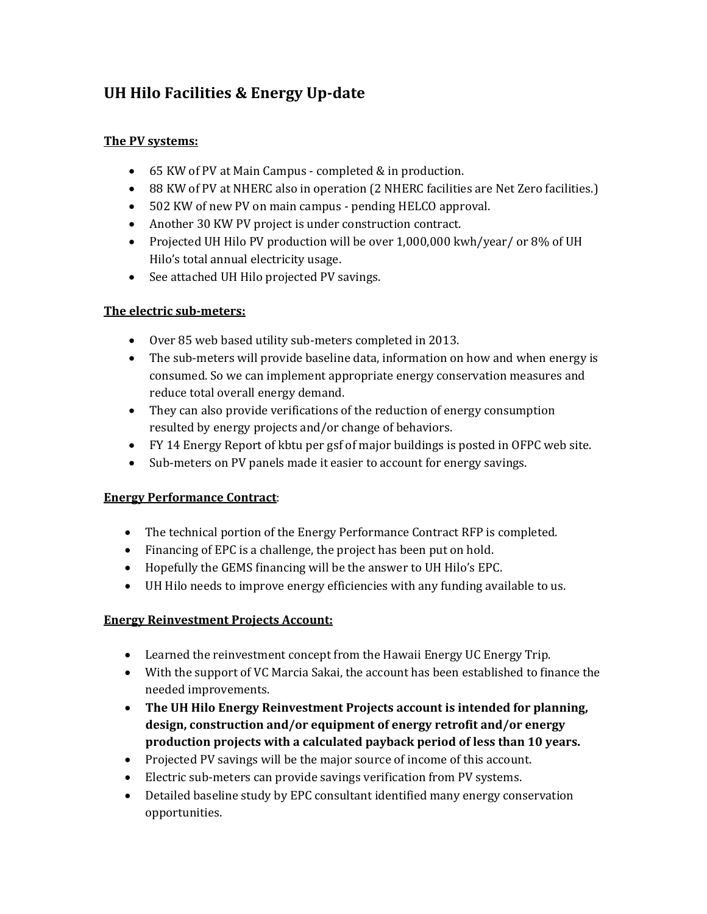# UH Hilo Facilities & Energy Up-date

**The PV systems:**

- 65 KW of PV at Main Campus - completed & in production.
- 88 KW of PV at NHERC also in operation (2 NHERC facilities are Net Zero facilities.)
- 502 KW of new PV on main campus - pending HELCO approval.
- Another 30 KW PV project is under construction contract.
- Projected UH Hilo PV production will be over 1,000,000 kwh/year/ or 8% of UH Hilo's total annual electricity usage.
- See attached UH Hilo projected PV savings.

**The electric sub-meters:**

- Over 85 web based utility sub-meters completed in 2013.
- The sub-meters will provide baseline data, information on how and when energy is consumed. So we can implement appropriate energy conservation measures and reduce total overall energy demand.
- They can also provide verifications of the reduction of energy consumption resulted by energy projects and/or change of behaviors.
- FY 14 Energy Report of kbtu per gsf of major buildings is posted in OFPC web site.
- Sub-meters on PV panels made it easier to account for energy savings.

**Energy Performance Contract**:

- The technical portion of the Energy Performance Contract RFP is completed.
- Financing of EPC is a challenge, the project has been put on hold.
- Hopefully the GEMS financing will be the answer to UH Hilo's EPC.
- UH Hilo needs to improve energy efficiencies with any funding available to us.

**Energy Reinvestment Projects Account:**

- Learned the reinvestment concept from the Hawaii Energy UC Energy Trip.
- With the support of VC Marcia Sakai, the account has been established to finance the needed improvements.
- **The UH Hilo Energy Reinvestment Projects account is intended for planning, design, construction and/or equipment of energy retrofit and/or energy production projects with a calculated payback period of less than 10 years.**
- Projected PV savings will be the major source of income of this account.
- Electric sub-meters can provide savings verification from PV systems.
- Detailed baseline study by EPC consultant identified many energy conservation opportunities.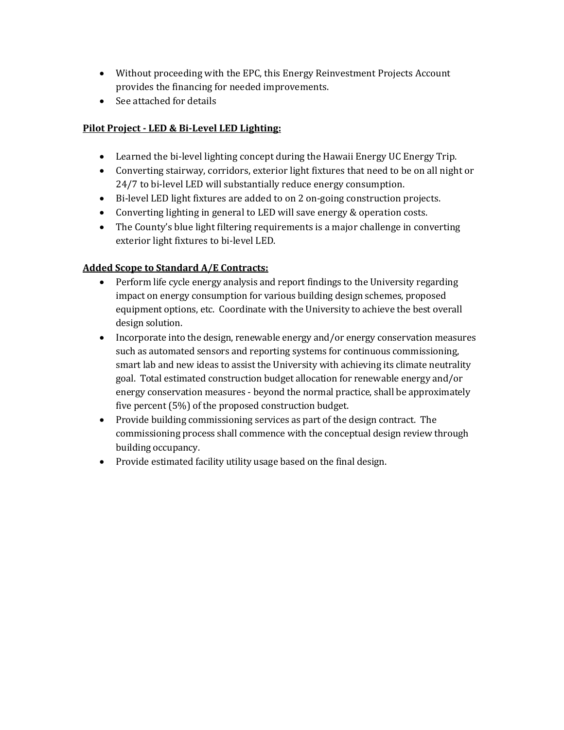- Without proceeding with the EPC, this Energy Reinvestment Projects Account provides the financing for needed improvements.
- See attached for details

**Pilot Project - LED & Bi-Level LED Lighting:**

- Learned the bi-level lighting concept during the Hawaii Energy UC Energy Trip.
- Converting stairway, corridors, exterior light fixtures that need to be on all night or 24/7 to bi-level LED will substantially reduce energy consumption.
- Bi-level LED light fixtures are added to on 2 on-going construction projects.
- Converting lighting in general to LED will save energy & operation costs.
- The County's blue light filtering requirements is a major challenge in converting exterior light fixtures to bi-level LED.

**Added Scope to Standard A/E Contracts:**

- Perform life cycle energy analysis and report findings to the University regarding impact on energy consumption for various building design schemes, proposed equipment options, etc. Coordinate with the University to achieve the best overall design solution.
- Incorporate into the design, renewable energy and/or energy conservation measures such as automated sensors and reporting systems for continuous commissioning, smart lab and new ideas to assist the University with achieving its climate neutrality goal. Total estimated construction budget allocation for renewable energy and/or energy conservation measures - beyond the normal practice, shall be approximately five percent (5%) of the proposed construction budget.
- Provide building commissioning services as part of the design contract. The commissioning process shall commence with the conceptual design review through building occupancy.
- Provide estimated facility utility usage based on the final design.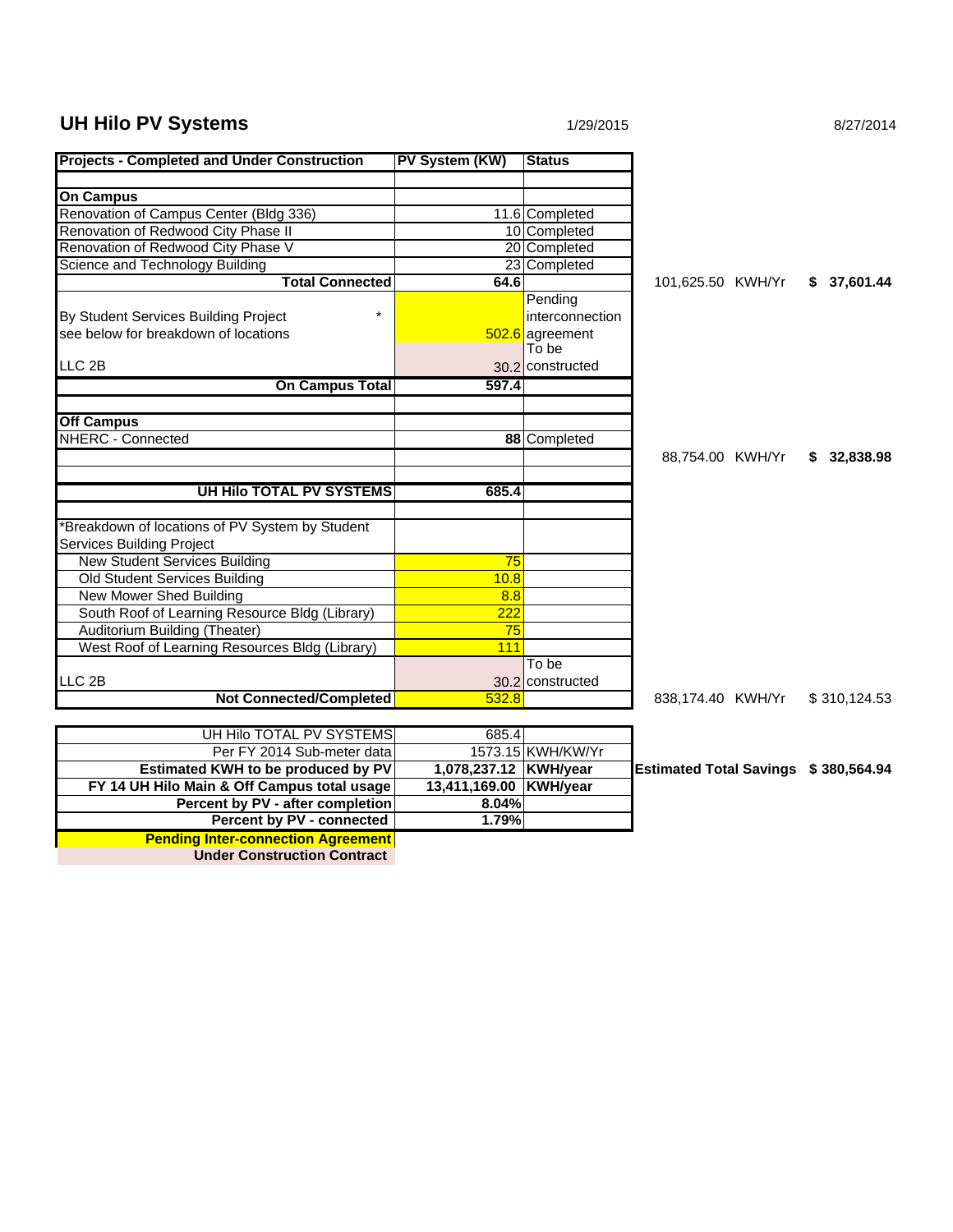# UH Hilo PV Systems

1/29/2015 8/27/2014

| Projects - Completed and Under Construction | PV System (KW) | Status | | |
|---|---|---|---|---|
| | | | | |
| **On Campus** | | | | |
| Renovation of Campus Center (Bldg 336) | 11.6 | Completed | | |
| Renovation of Redwood City Phase II | 10 | Completed | | |
| Renovation of Redwood City Phase V | 20 | Completed | | |
| Science and Technology Building | 23 | Completed | | |
| **Total Connected** | **64.6** | | 101,625.50 KWH/Yr | **$ 37,601.44** |
| By Student Services Building Project * see below for breakdown of locations | 502.6 | Pending interconnection agreement | | |
| LLC 2B | 30.2 | To be constructed | | |
| **On Campus Total** | **597.4** | | | |
| | | | | |
| **Off Campus** | | | | |
| NHERC - Connected | **88** | Completed | | |
| | | | 88,754.00 KWH/Yr | **$ 32,838.98** |
| | | | | |
| **UH Hilo TOTAL PV SYSTEMS** | **685.4** | | | |
| | | | | |
| *Breakdown of locations of PV System by Student Services Building Project | | | | |
| New Student Services Building | 75 | | | |
| Old Student Services Building | 10.8 | | | |
| New Mower Shed Building | 8.8 | | | |
| South Roof of Learning Resource Bldg (Library) | 222 | | | |
| Auditorium Building (Theater) | 75 | | | |
| West Roof of Learning Resources Bldg (Library) | 111 | | | |
| LLC 2B | 30.2 | To be constructed | | |
| **Not Connected/Completed** | 532.8 | | 838,174.40 KWH/Yr | $ 310,124.53 |

| UH Hilo TOTAL PV SYSTEMS | 685.4 | | | |
|---|---|---|---|---|
| Per FY 2014 Sub-meter data | 1573.15 | KWH/KW/Yr | | |
| **Estimated KWH to be produced by PV** | **1,078,237.12** | **KWH/year** | **Estimated Total Savings** | **$ 380,564.94** |
| **FY 14 UH Hilo Main & Off Campus total usage** | **13,411,169.00** | **KWH/year** | | |
| **Percent by PV - after completion** | **8.04%** | | | |
| **Percent by PV - connected** | **1.79%** | | | |

**Pending Inter-connection Agreement**

**Under Construction Contract**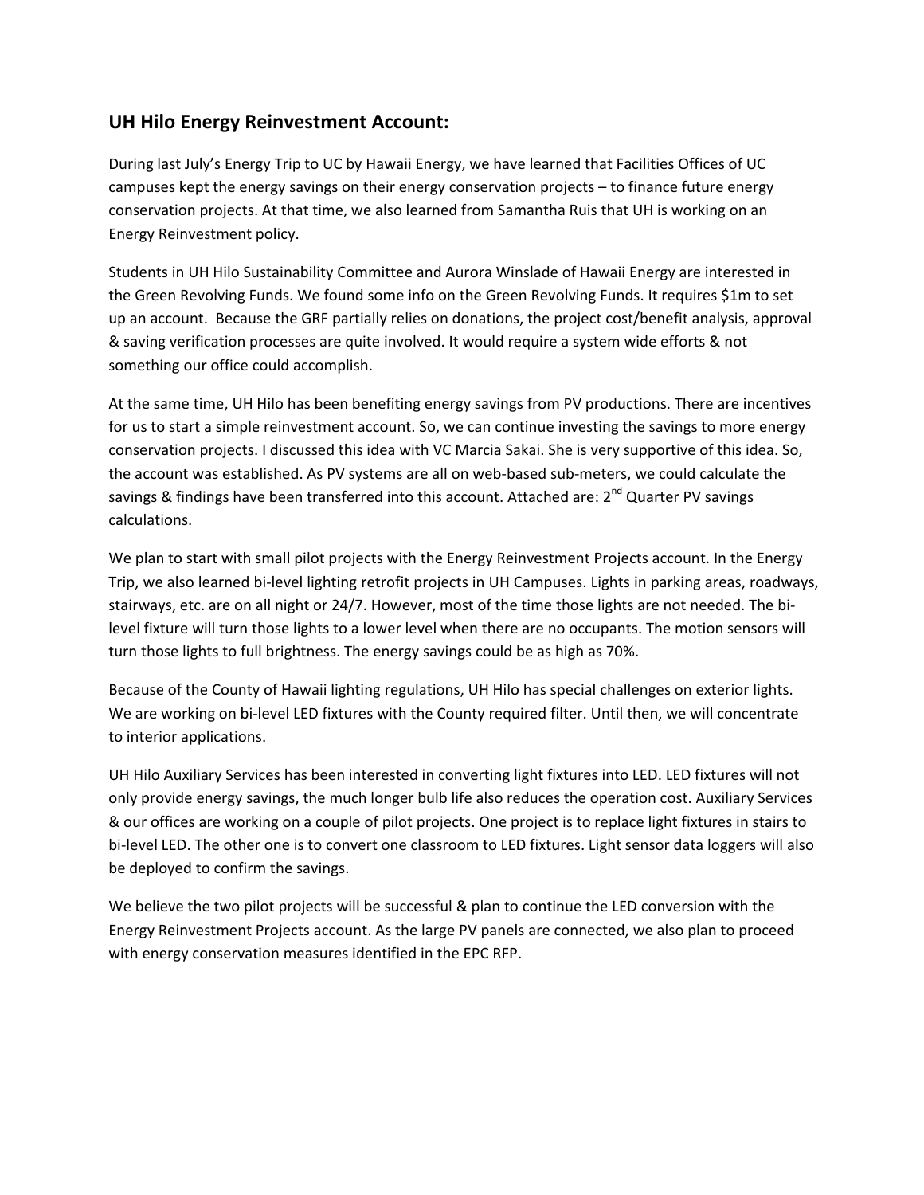## UH Hilo Energy Reinvestment Account:

During last July's Energy Trip to UC by Hawaii Energy, we have learned that Facilities Offices of UC campuses kept the energy savings on their energy conservation projects – to finance future energy conservation projects. At that time, we also learned from Samantha Ruis that UH is working on an Energy Reinvestment policy.

Students in UH Hilo Sustainability Committee and Aurora Winslade of Hawaii Energy are interested in the Green Revolving Funds. We found some info on the Green Revolving Funds. It requires $1m to set up an account. Because the GRF partially relies on donations, the project cost/benefit analysis, approval & saving verification processes are quite involved. It would require a system wide efforts & not something our office could accomplish.

At the same time, UH Hilo has been benefiting energy savings from PV productions. There are incentives for us to start a simple reinvestment account. So, we can continue investing the savings to more energy conservation projects. I discussed this idea with VC Marcia Sakai. She is very supportive of this idea. So, the account was established. As PV systems are all on web-based sub-meters, we could calculate the savings & findings have been transferred into this account. Attached are: 2nd Quarter PV savings calculations.

We plan to start with small pilot projects with the Energy Reinvestment Projects account. In the Energy Trip, we also learned bi-level lighting retrofit projects in UH Campuses. Lights in parking areas, roadways, stairways, etc. are on all night or 24/7. However, most of the time those lights are not needed. The bi-level fixture will turn those lights to a lower level when there are no occupants. The motion sensors will turn those lights to full brightness. The energy savings could be as high as 70%.

Because of the County of Hawaii lighting regulations, UH Hilo has special challenges on exterior lights. We are working on bi-level LED fixtures with the County required filter. Until then, we will concentrate to interior applications.

UH Hilo Auxiliary Services has been interested in converting light fixtures into LED. LED fixtures will not only provide energy savings, the much longer bulb life also reduces the operation cost. Auxiliary Services & our offices are working on a couple of pilot projects. One project is to replace light fixtures in stairs to bi-level LED. The other one is to convert one classroom to LED fixtures. Light sensor data loggers will also be deployed to confirm the savings.

We believe the two pilot projects will be successful & plan to continue the LED conversion with the Energy Reinvestment Projects account. As the large PV panels are connected, we also plan to proceed with energy conservation measures identified in the EPC RFP.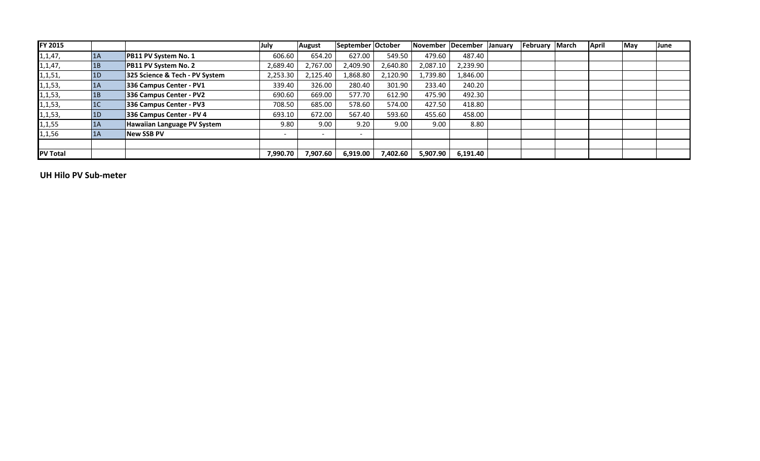| FY 2015 | | | July | August | September | October | November | December | January | February | March | April | May | June |
|---|---|---|---|---|---|---|---|---|---|---|---|---|---|---|
| 1,1,47, | 1A | **PB11 PV System No. 1** | 606.60 | 654.20 | 627.00 | 549.50 | 479.60 | 487.40 | | | | | | |
| 1,1,47, | 1B | **PB11 PV System No. 2** | 2,689.40 | 2,767.00 | 2,409.90 | 2,640.80 | 2,087.10 | 2,239.90 | | | | | | |
| 1,1,51, | 1D | **325 Science & Tech - PV System** | 2,253.30 | 2,125.40 | 1,868.80 | 2,120.90 | 1,739.80 | 1,846.00 | | | | | | |
| 1,1,53, | 1A | **336 Campus Center - PV1** | 339.40 | 326.00 | 280.40 | 301.90 | 233.40 | 240.20 | | | | | | |
| 1,1,53, | 1B | **336 Campus Center - PV2** | 690.60 | 669.00 | 577.70 | 612.90 | 475.90 | 492.30 | | | | | | |
| 1,1,53, | 1C | **336 Campus Center - PV3** | 708.50 | 685.00 | 578.60 | 574.00 | 427.50 | 418.80 | | | | | | |
| 1,1,53, | 1D | **336 Campus Center - PV 4** | 693.10 | 672.00 | 567.40 | 593.60 | 455.60 | 458.00 | | | | | | |
| 1,1,55 | 1A | **Hawaiian Language PV System** | 9.80 | 9.00 | 9.20 | 9.00 | 9.00 | 8.80 | | | | | | |
| 1,1,56 | 1A | **New SSB PV** | - | - | - | | | | | | | | | |
| | | | | | | | | | | | | | | |
| **PV Total** | | | **7,990.70** | **7,907.60** | **6,919.00** | **7,402.60** | **5,907.90** | **6,191.40** | | | | | | |

**UH Hilo PV Sub-meter**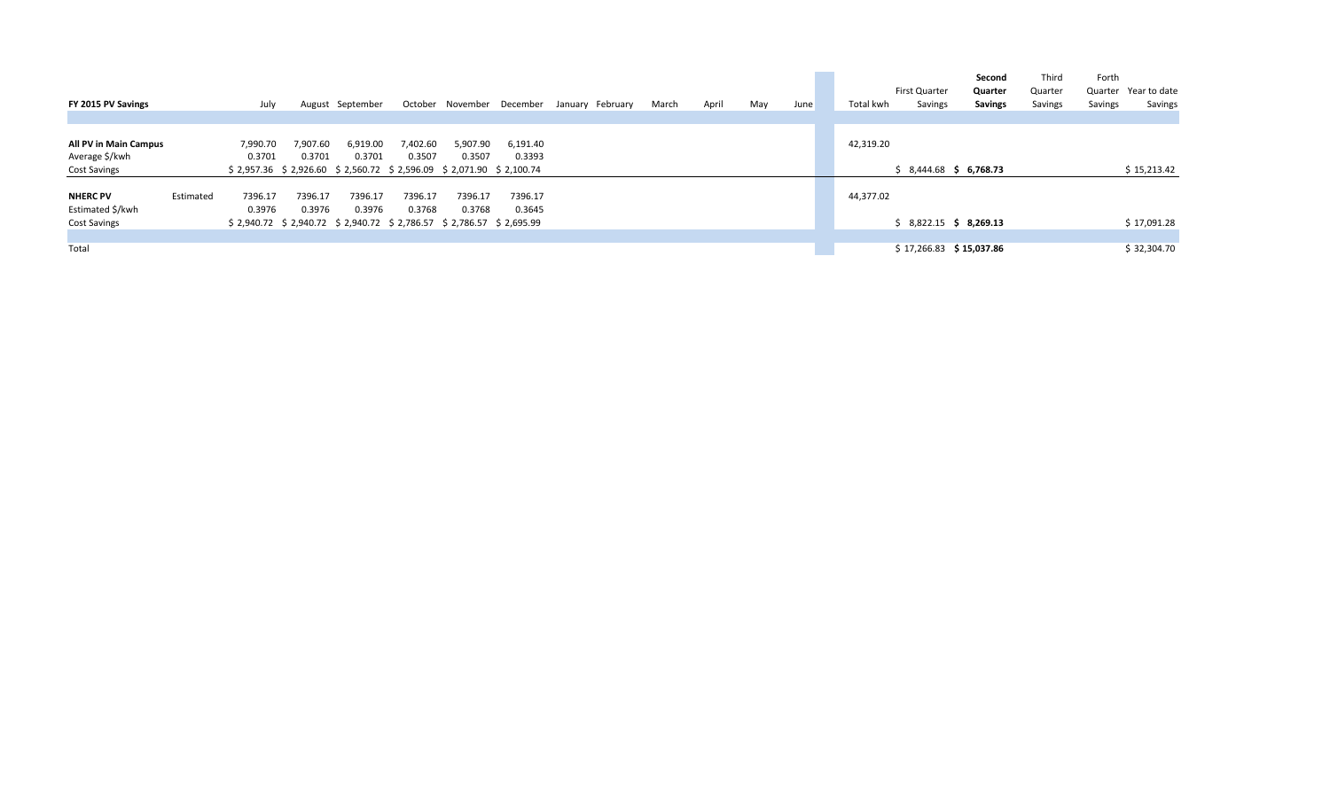| FY 2015 PV Savings | | July | August | September | October | November | December | January | February | March | April | May | June | Total kwh | First Quarter Savings | **Second Quarter Savings** | Third Quarter Savings | Forth Quarter Savings | Year to date Savings |
|---|---|---|---|---|---|---|---|---|---|---|---|---|---|---|---|---|---|---|---|
| **All PV in Main Campus** | | 7,990.70 | 7,907.60 | 6,919.00 | 7,402.60 | 5,907.90 | 6,191.40 | | | | | | | 42,319.20 | | | | | |
| Average $/kwh | | 0.3701 | 0.3701 | 0.3701 | 0.3507 | 0.3507 | 0.3393 | | | | | | | | | | | | |
| Cost Savings | | $ 2,957.36 | $ 2,926.60 | $ 2,560.72 | $ 2,596.09 | $ 2,071.90 | $ 2,100.74 | | | | | | | | $ 8,444.68 | **$ 6,768.73** | | | $ 15,213.42 |
| **NHERC PV** | Estimated | 7396.17 | 7396.17 | 7396.17 | 7396.17 | 7396.17 | 7396.17 | | | | | | | 44,377.02 | | | | | |
| Estimated $/kwh | | 0.3976 | 0.3976 | 0.3976 | 0.3768 | 0.3768 | 0.3645 | | | | | | | | | | | | |
| Cost Savings | | $ 2,940.72 | $ 2,940.72 | $ 2,940.72 | $ 2,786.57 | $ 2,786.57 | $ 2,695.99 | | | | | | | | $ 8,822.15 | **$ 8,269.13** | | | $ 17,091.28 |
| Total | | | | | | | | | | | | | | | $ 17,266.83 | **$ 15,037.86** | | | $ 32,304.70 |